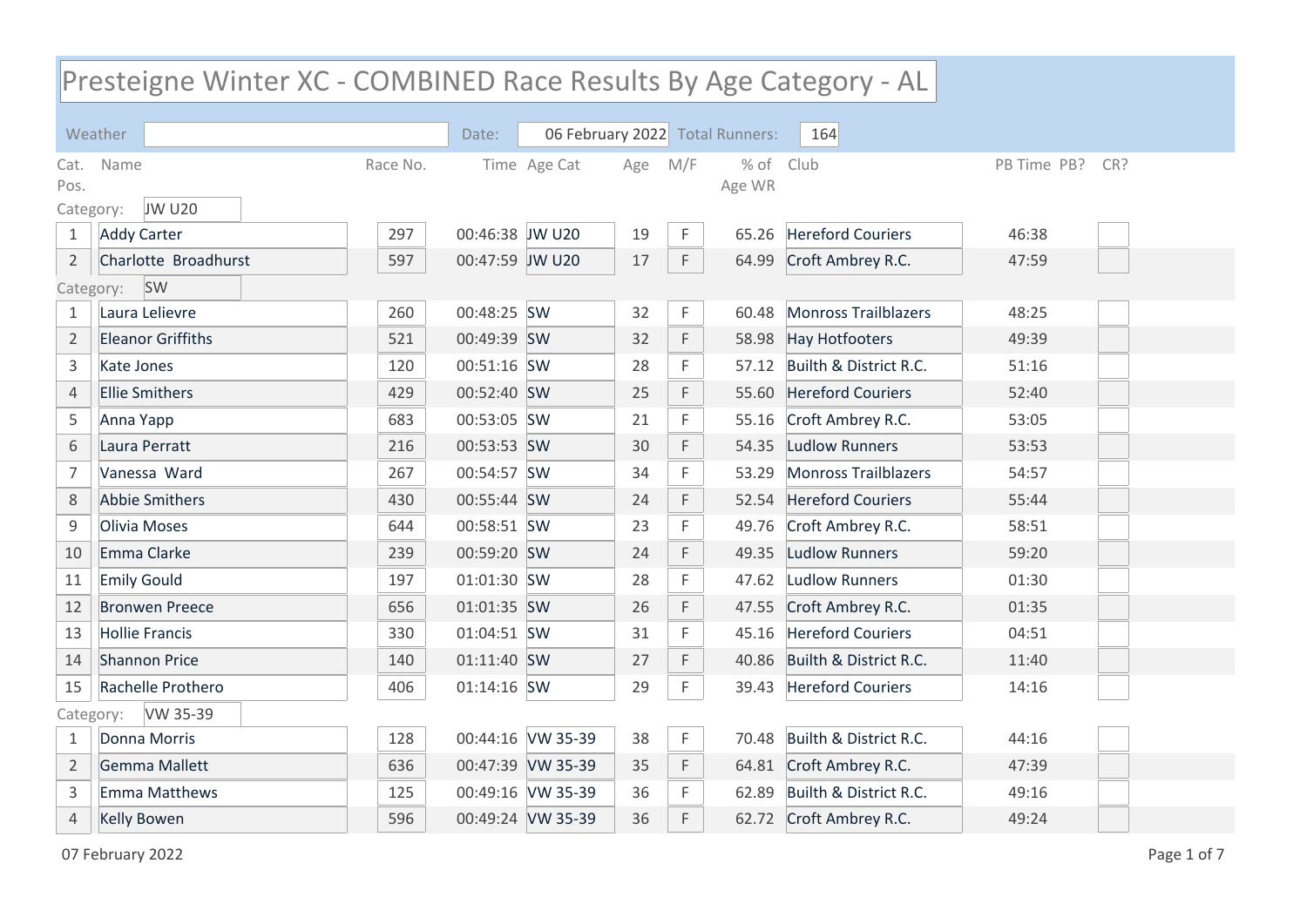# Presteigne Winter XC - COMBINED Race Results By Age Category - AL

Weather: | Date: 06 February 2022 | Total Runners: 164

| Cat. Pos. | Name | Race No. | Time | Age Cat | Age | M/F | % of Age WR | Club | PB Time | PB? | CR? |
|---|---|---|---|---|---|---|---|---|---|---|---|
| **Category: JW U20** | | | | | | | | | | | |
| 1 | Addy Carter | 297 | 00:46:38 | JW U20 | 19 | F | 65.26 | Hereford Couriers | 46:38 | | |
| 2 | Charlotte Broadhurst | 597 | 00:47:59 | JW U20 | 17 | F | 64.99 | Croft Ambrey R.C. | 47:59 | | |
| **Category: SW** | | | | | | | | | | | |
| 1 | Laura Lelievre | 260 | 00:48:25 | SW | 32 | F | 60.48 | Monross Trailblazers | 48:25 | | |
| 2 | Eleanor Griffiths | 521 | 00:49:39 | SW | 32 | F | 58.98 | Hay Hotfooters | 49:39 | | |
| 3 | Kate Jones | 120 | 00:51:16 | SW | 28 | F | 57.12 | Builth & District R.C. | 51:16 | | |
| 4 | Ellie Smithers | 429 | 00:52:40 | SW | 25 | F | 55.60 | Hereford Couriers | 52:40 | | |
| 5 | Anna Yapp | 683 | 00:53:05 | SW | 21 | F | 55.16 | Croft Ambrey R.C. | 53:05 | | |
| 6 | Laura Perratt | 216 | 00:53:53 | SW | 30 | F | 54.35 | Ludlow Runners | 53:53 | | |
| 7 | Vanessa Ward | 267 | 00:54:57 | SW | 34 | F | 53.29 | Monross Trailblazers | 54:57 | | |
| 8 | Abbie Smithers | 430 | 00:55:44 | SW | 24 | F | 52.54 | Hereford Couriers | 55:44 | | |
| 9 | Olivia Moses | 644 | 00:58:51 | SW | 23 | F | 49.76 | Croft Ambrey R.C. | 58:51 | | |
| 10 | Emma Clarke | 239 | 00:59:20 | SW | 24 | F | 49.35 | Ludlow Runners | 59:20 | | |
| 11 | Emily Gould | 197 | 01:01:30 | SW | 28 | F | 47.62 | Ludlow Runners | 01:30 | | |
| 12 | Bronwen Preece | 656 | 01:01:35 | SW | 26 | F | 47.55 | Croft Ambrey R.C. | 01:35 | | |
| 13 | Hollie Francis | 330 | 01:04:51 | SW | 31 | F | 45.16 | Hereford Couriers | 04:51 | | |
| 14 | Shannon Price | 140 | 01:11:40 | SW | 27 | F | 40.86 | Builth & District R.C. | 11:40 | | |
| 15 | Rachelle Prothero | 406 | 01:14:16 | SW | 29 | F | 39.43 | Hereford Couriers | 14:16 | | |
| **Category: VW 35-39** | | | | | | | | | | | |
| 1 | Donna Morris | 128 | 00:44:16 | VW 35-39 | 38 | F | 70.48 | Builth & District R.C. | 44:16 | | |
| 2 | Gemma Mallett | 636 | 00:47:39 | VW 35-39 | 35 | F | 64.81 | Croft Ambrey R.C. | 47:39 | | |
| 3 | Emma Matthews | 125 | 00:49:16 | VW 35-39 | 36 | F | 62.89 | Builth & District R.C. | 49:16 | | |
| 4 | Kelly Bowen | 596 | 00:49:24 | VW 35-39 | 36 | F | 62.72 | Croft Ambrey R.C. | 49:24 | | |

07 February 2022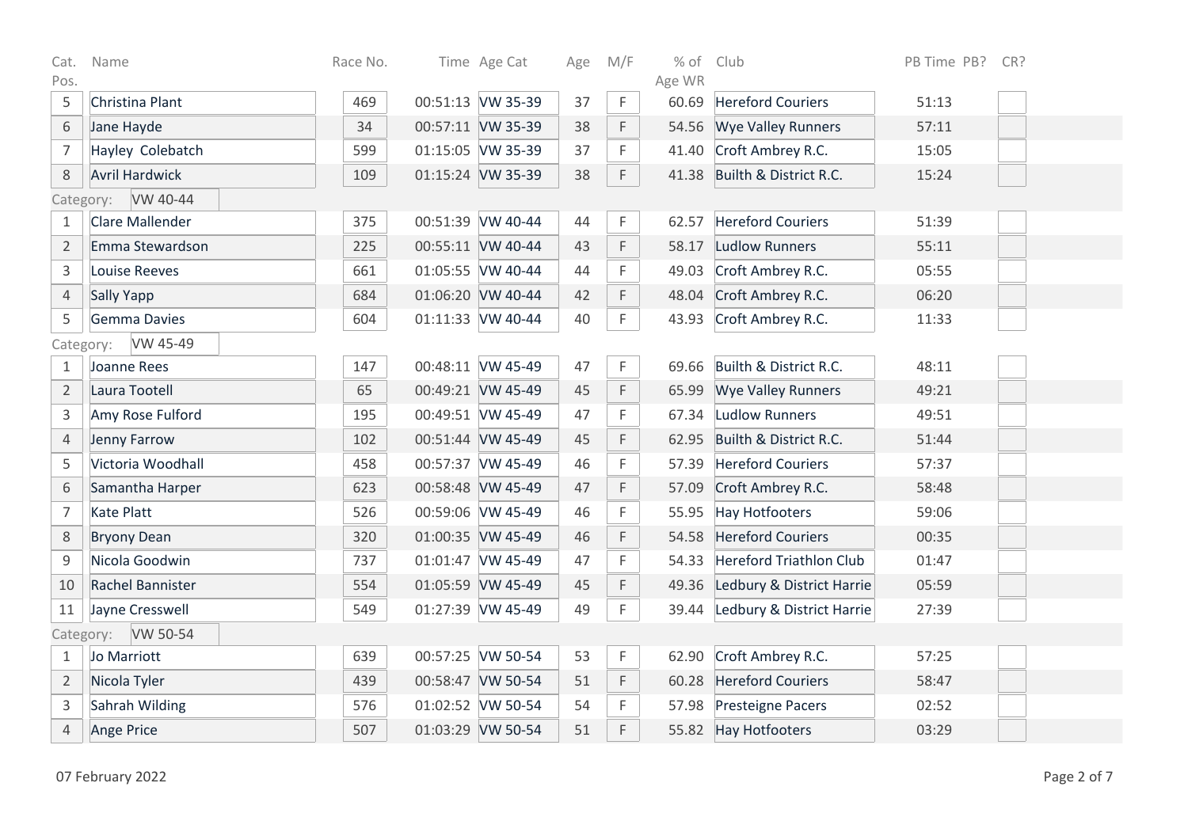| Cat. Pos. | Name | Race No. | Time | Age Cat | Age | M/F | % of Age WR | Club | PB Time | PB? | CR? |
|---|---|---|---|---|---|---|---|---|---|---|---|
| 5 | Christina Plant | 469 | 00:51:13 | VW 35-39 | 37 | F | 60.69 | Hereford Couriers | 51:13 | | |
| 6 | Jane Hayde | 34 | 00:57:11 | VW 35-39 | 38 | F | 54.56 | Wye Valley Runners | 57:11 | | |
| 7 | Hayley Colebatch | 599 | 01:15:05 | VW 35-39 | 37 | F | 41.40 | Croft Ambrey R.C. | 15:05 | | |
| 8 | Avril Hardwick | 109 | 01:15:24 | VW 35-39 | 38 | F | 41.38 | Builth & District R.C. | 15:24 | | |
| Category: | VW 40-44 | | | | | | | | | | |
| 1 | Clare Mallender | 375 | 00:51:39 | VW 40-44 | 44 | F | 62.57 | Hereford Couriers | 51:39 | | |
| 2 | Emma Stewardson | 225 | 00:55:11 | VW 40-44 | 43 | F | 58.17 | Ludlow Runners | 55:11 | | |
| 3 | Louise Reeves | 661 | 01:05:55 | VW 40-44 | 44 | F | 49.03 | Croft Ambrey R.C. | 05:55 | | |
| 4 | Sally Yapp | 684 | 01:06:20 | VW 40-44 | 42 | F | 48.04 | Croft Ambrey R.C. | 06:20 | | |
| 5 | Gemma Davies | 604 | 01:11:33 | VW 40-44 | 40 | F | 43.93 | Croft Ambrey R.C. | 11:33 | | |
| Category: | VW 45-49 | | | | | | | | | | |
| 1 | Joanne Rees | 147 | 00:48:11 | VW 45-49 | 47 | F | 69.66 | Builth & District R.C. | 48:11 | | |
| 2 | Laura Tootell | 65 | 00:49:21 | VW 45-49 | 45 | F | 65.99 | Wye Valley Runners | 49:21 | | |
| 3 | Amy Rose Fulford | 195 | 00:49:51 | VW 45-49 | 47 | F | 67.34 | Ludlow Runners | 49:51 | | |
| 4 | Jenny Farrow | 102 | 00:51:44 | VW 45-49 | 45 | F | 62.95 | Builth & District R.C. | 51:44 | | |
| 5 | Victoria Woodhall | 458 | 00:57:37 | VW 45-49 | 46 | F | 57.39 | Hereford Couriers | 57:37 | | |
| 6 | Samantha Harper | 623 | 00:58:48 | VW 45-49 | 47 | F | 57.09 | Croft Ambrey R.C. | 58:48 | | |
| 7 | Kate Platt | 526 | 00:59:06 | VW 45-49 | 46 | F | 55.95 | Hay Hotfooters | 59:06 | | |
| 8 | Bryony Dean | 320 | 01:00:35 | VW 45-49 | 46 | F | 54.58 | Hereford Couriers | 00:35 | | |
| 9 | Nicola Goodwin | 737 | 01:01:47 | VW 45-49 | 47 | F | 54.33 | Hereford Triathlon Club | 01:47 | | |
| 10 | Rachel Bannister | 554 | 01:05:59 | VW 45-49 | 45 | F | 49.36 | Ledbury & District Harrie | 05:59 | | |
| 11 | Jayne Cresswell | 549 | 01:27:39 | VW 45-49 | 49 | F | 39.44 | Ledbury & District Harrie | 27:39 | | |
| Category: | VW 50-54 | | | | | | | | | | |
| 1 | Jo Marriott | 639 | 00:57:25 | VW 50-54 | 53 | F | 62.90 | Croft Ambrey R.C. | 57:25 | | |
| 2 | Nicola Tyler | 439 | 00:58:47 | VW 50-54 | 51 | F | 60.28 | Hereford Couriers | 58:47 | | |
| 3 | Sahrah Wilding | 576 | 01:02:52 | VW 50-54 | 54 | F | 57.98 | Presteigne Pacers | 02:52 | | |
| 4 | Ange Price | 507 | 01:03:29 | VW 50-54 | 51 | F | 55.82 | Hay Hotfooters | 03:29 | | |

07 February 2022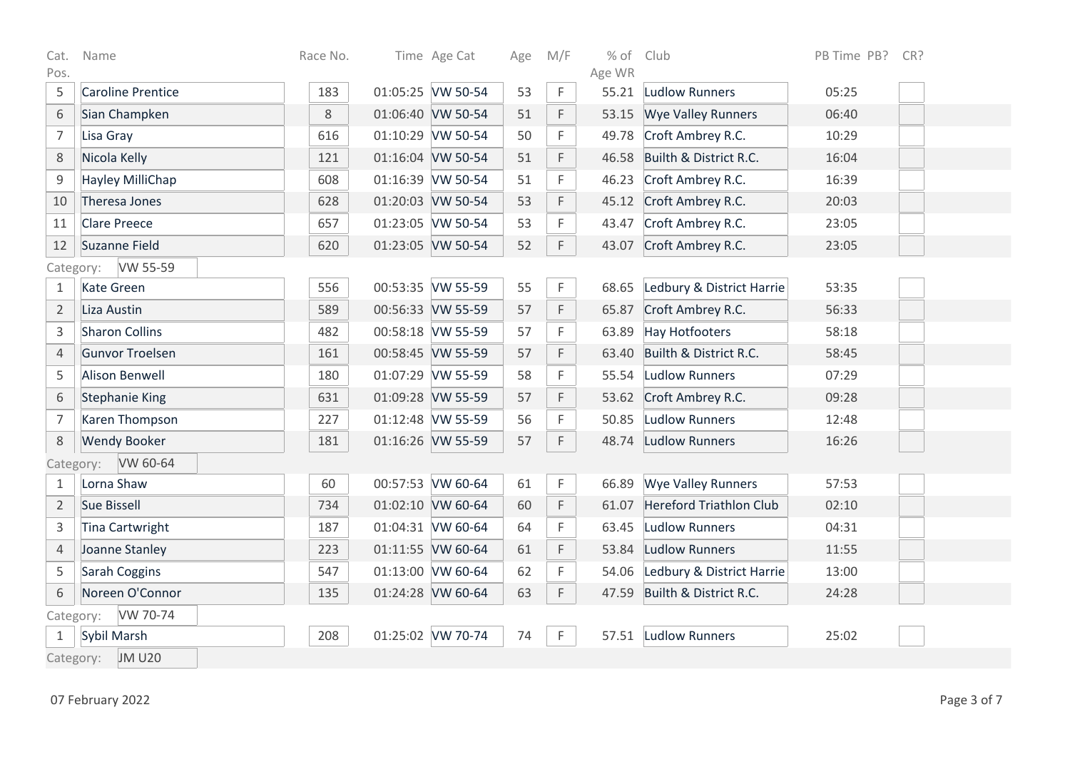| Cat. Pos. | Name | Race No. | Time | Age Cat | Age | M/F | % of Age WR | Club | PB Time | PB? | CR? |
|---|---|---|---|---|---|---|---|---|---|---|---|
| 5 | Caroline Prentice | 183 | 01:05:25 | VW 50-54 | 53 | F | 55.21 | Ludlow Runners | 05:25 | | |
| 6 | Sian Champken | 8 | 01:06:40 | VW 50-54 | 51 | F | 53.15 | Wye Valley Runners | 06:40 | | |
| 7 | Lisa Gray | 616 | 01:10:29 | VW 50-54 | 50 | F | 49.78 | Croft Ambrey R.C. | 10:29 | | |
| 8 | Nicola Kelly | 121 | 01:16:04 | VW 50-54 | 51 | F | 46.58 | Builth & District R.C. | 16:04 | | |
| 9 | Hayley MilliChap | 608 | 01:16:39 | VW 50-54 | 51 | F | 46.23 | Croft Ambrey R.C. | 16:39 | | |
| 10 | Theresa Jones | 628 | 01:20:03 | VW 50-54 | 53 | F | 45.12 | Croft Ambrey R.C. | 20:03 | | |
| 11 | Clare Preece | 657 | 01:23:05 | VW 50-54 | 53 | F | 43.47 | Croft Ambrey R.C. | 23:05 | | |
| 12 | Suzanne Field | 620 | 01:23:05 | VW 50-54 | 52 | F | 43.07 | Croft Ambrey R.C. | 23:05 | | |
| Category: | VW 55-59 | | | | | | | | | | |
| 1 | Kate Green | 556 | 00:53:35 | VW 55-59 | 55 | F | 68.65 | Ledbury & District Harrie | 53:35 | | |
| 2 | Liza Austin | 589 | 00:56:33 | VW 55-59 | 57 | F | 65.87 | Croft Ambrey R.C. | 56:33 | | |
| 3 | Sharon Collins | 482 | 00:58:18 | VW 55-59 | 57 | F | 63.89 | Hay Hotfooters | 58:18 | | |
| 4 | Gunvor Troelsen | 161 | 00:58:45 | VW 55-59 | 57 | F | 63.40 | Builth & District R.C. | 58:45 | | |
| 5 | Alison Benwell | 180 | 01:07:29 | VW 55-59 | 58 | F | 55.54 | Ludlow Runners | 07:29 | | |
| 6 | Stephanie King | 631 | 01:09:28 | VW 55-59 | 57 | F | 53.62 | Croft Ambrey R.C. | 09:28 | | |
| 7 | Karen Thompson | 227 | 01:12:48 | VW 55-59 | 56 | F | 50.85 | Ludlow Runners | 12:48 | | |
| 8 | Wendy Booker | 181 | 01:16:26 | VW 55-59 | 57 | F | 48.74 | Ludlow Runners | 16:26 | | |
| Category: | VW 60-64 | | | | | | | | | | |
| 1 | Lorna Shaw | 60 | 00:57:53 | VW 60-64 | 61 | F | 66.89 | Wye Valley Runners | 57:53 | | |
| 2 | Sue Bissell | 734 | 01:02:10 | VW 60-64 | 60 | F | 61.07 | Hereford Triathlon Club | 02:10 | | |
| 3 | Tina Cartwright | 187 | 01:04:31 | VW 60-64 | 64 | F | 63.45 | Ludlow Runners | 04:31 | | |
| 4 | Joanne Stanley | 223 | 01:11:55 | VW 60-64 | 61 | F | 53.84 | Ludlow Runners | 11:55 | | |
| 5 | Sarah Coggins | 547 | 01:13:00 | VW 60-64 | 62 | F | 54.06 | Ledbury & District Harrie | 13:00 | | |
| 6 | Noreen O'Connor | 135 | 01:24:28 | VW 60-64 | 63 | F | 47.59 | Builth & District R.C. | 24:28 | | |
| Category: | VW 70-74 | | | | | | | | | | |
| 1 | Sybil Marsh | 208 | 01:25:02 | VW 70-74 | 74 | F | 57.51 | Ludlow Runners | 25:02 | | |
| Category: | JM U20 | | | | | | | | | | |

07 February 2022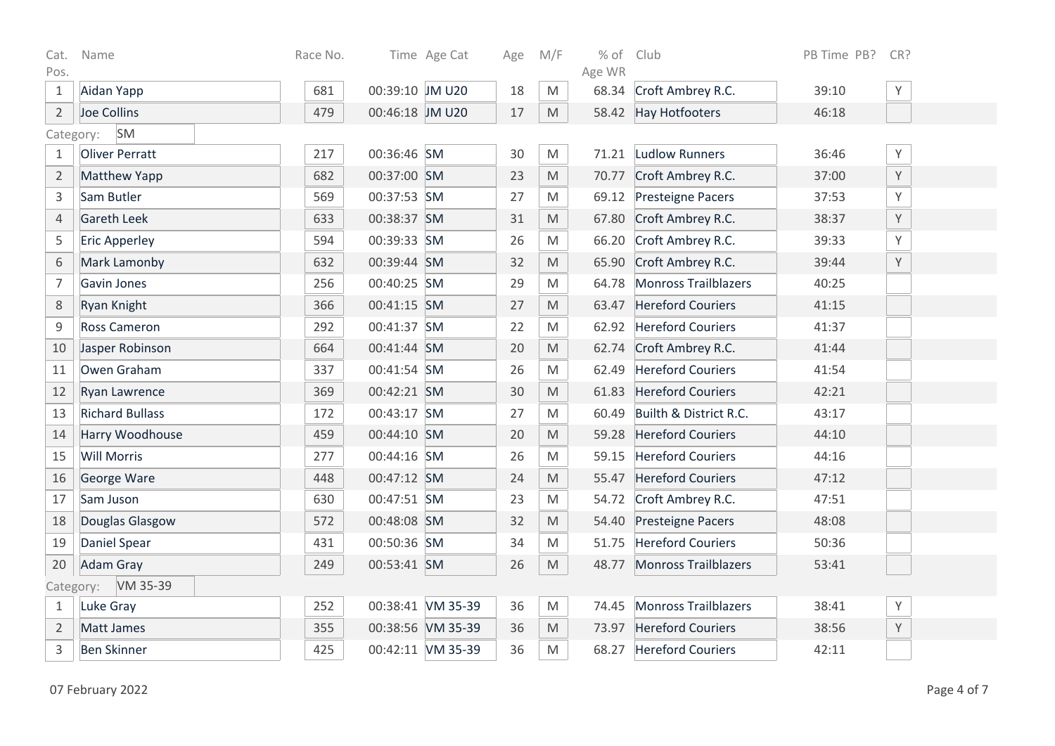| Cat. Pos. | Name | Race No. | Time | Age Cat | Age | M/F | % of Age WR | Club | PB Time | PB? | CR? |
|---|---|---|---|---|---|---|---|---|---|---|---|
| 1 | Aidan Yapp | 681 | 00:39:10 | JM U20 | 18 | M | 68.34 | Croft Ambrey R.C. | 39:10 | | Y |
| 2 | Joe Collins | 479 | 00:46:18 | JM U20 | 17 | M | 58.42 | Hay Hotfooters | 46:18 | | |
| Category: | SM | | | | | | | | | | |
| 1 | Oliver Perratt | 217 | 00:36:46 | SM | 30 | M | 71.21 | Ludlow Runners | 36:46 | | Y |
| 2 | Matthew Yapp | 682 | 00:37:00 | SM | 23 | M | 70.77 | Croft Ambrey R.C. | 37:00 | | Y |
| 3 | Sam Butler | 569 | 00:37:53 | SM | 27 | M | 69.12 | Presteigne Pacers | 37:53 | | Y |
| 4 | Gareth Leek | 633 | 00:38:37 | SM | 31 | M | 67.80 | Croft Ambrey R.C. | 38:37 | | Y |
| 5 | Eric Apperley | 594 | 00:39:33 | SM | 26 | M | 66.20 | Croft Ambrey R.C. | 39:33 | | Y |
| 6 | Mark Lamonby | 632 | 00:39:44 | SM | 32 | M | 65.90 | Croft Ambrey R.C. | 39:44 | | Y |
| 7 | Gavin Jones | 256 | 00:40:25 | SM | 29 | M | 64.78 | Monross Trailblazers | 40:25 | | |
| 8 | Ryan Knight | 366 | 00:41:15 | SM | 27 | M | 63.47 | Hereford Couriers | 41:15 | | |
| 9 | Ross Cameron | 292 | 00:41:37 | SM | 22 | M | 62.92 | Hereford Couriers | 41:37 | | |
| 10 | Jasper Robinson | 664 | 00:41:44 | SM | 20 | M | 62.74 | Croft Ambrey R.C. | 41:44 | | |
| 11 | Owen Graham | 337 | 00:41:54 | SM | 26 | M | 62.49 | Hereford Couriers | 41:54 | | |
| 12 | Ryan Lawrence | 369 | 00:42:21 | SM | 30 | M | 61.83 | Hereford Couriers | 42:21 | | |
| 13 | Richard Bullass | 172 | 00:43:17 | SM | 27 | M | 60.49 | Builth & District R.C. | 43:17 | | |
| 14 | Harry Woodhouse | 459 | 00:44:10 | SM | 20 | M | 59.28 | Hereford Couriers | 44:10 | | |
| 15 | Will Morris | 277 | 00:44:16 | SM | 26 | M | 59.15 | Hereford Couriers | 44:16 | | |
| 16 | George Ware | 448 | 00:47:12 | SM | 24 | M | 55.47 | Hereford Couriers | 47:12 | | |
| 17 | Sam Juson | 630 | 00:47:51 | SM | 23 | M | 54.72 | Croft Ambrey R.C. | 47:51 | | |
| 18 | Douglas Glasgow | 572 | 00:48:08 | SM | 32 | M | 54.40 | Presteigne Pacers | 48:08 | | |
| 19 | Daniel Spear | 431 | 00:50:36 | SM | 34 | M | 51.75 | Hereford Couriers | 50:36 | | |
| 20 | Adam Gray | 249 | 00:53:41 | SM | 26 | M | 48.77 | Monross Trailblazers | 53:41 | | |
| Category: | VM 35-39 | | | | | | | | | | |
| 1 | Luke Gray | 252 | 00:38:41 | VM 35-39 | 36 | M | 74.45 | Monross Trailblazers | 38:41 | | Y |
| 2 | Matt James | 355 | 00:38:56 | VM 35-39 | 36 | M | 73.97 | Hereford Couriers | 38:56 | | Y |
| 3 | Ben Skinner | 425 | 00:42:11 | VM 35-39 | 36 | M | 68.27 | Hereford Couriers | 42:11 | | |

07 February 2022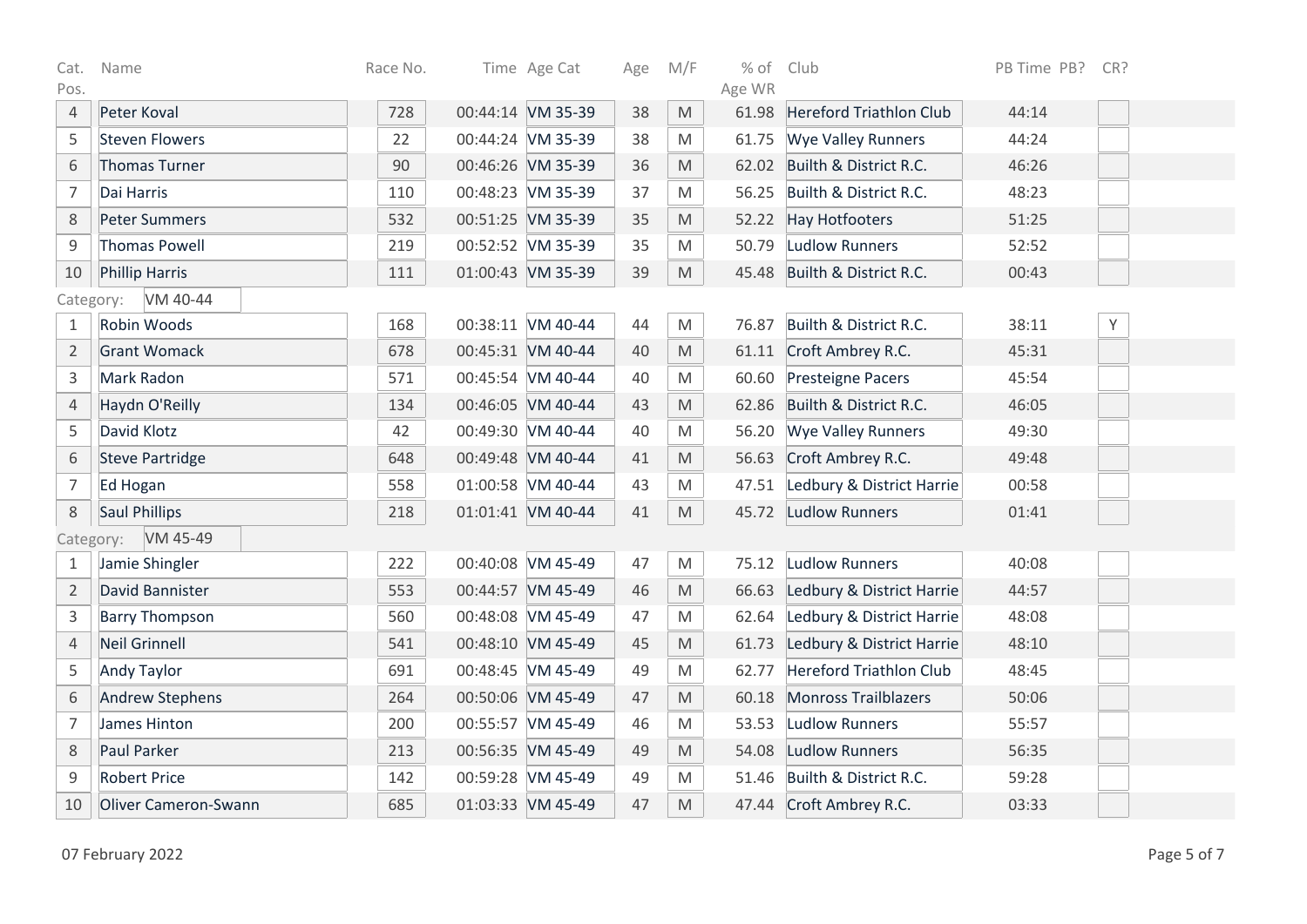| Cat. Pos. | Name | Race No. | Time | Age Cat | Age | M/F | % of Age WR | Club | PB Time | PB? | CR? |
|---|---|---|---|---|---|---|---|---|---|---|---|
| 4 | Peter Koval | 728 | 00:44:14 | VM 35-39 | 38 | M | 61.98 | Hereford Triathlon Club | 44:14 | | |
| 5 | Steven Flowers | 22 | 00:44:24 | VM 35-39 | 38 | M | 61.75 | Wye Valley Runners | 44:24 | | |
| 6 | Thomas Turner | 90 | 00:46:26 | VM 35-39 | 36 | M | 62.02 | Builth & District R.C. | 46:26 | | |
| 7 | Dai Harris | 110 | 00:48:23 | VM 35-39 | 37 | M | 56.25 | Builth & District R.C. | 48:23 | | |
| 8 | Peter Summers | 532 | 00:51:25 | VM 35-39 | 35 | M | 52.22 | Hay Hotfooters | 51:25 | | |
| 9 | Thomas Powell | 219 | 00:52:52 | VM 35-39 | 35 | M | 50.79 | Ludlow Runners | 52:52 | | |
| 10 | Phillip Harris | 111 | 01:00:43 | VM 35-39 | 39 | M | 45.48 | Builth & District R.C. | 00:43 | | |
| Category: | VM 40-44 | | | | | | | | | | |
| 1 | Robin Woods | 168 | 00:38:11 | VM 40-44 | 44 | M | 76.87 | Builth & District R.C. | 38:11 | | Y |
| 2 | Grant Womack | 678 | 00:45:31 | VM 40-44 | 40 | M | 61.11 | Croft Ambrey R.C. | 45:31 | | |
| 3 | Mark Radon | 571 | 00:45:54 | VM 40-44 | 40 | M | 60.60 | Presteigne Pacers | 45:54 | | |
| 4 | Haydn O'Reilly | 134 | 00:46:05 | VM 40-44 | 43 | M | 62.86 | Builth & District R.C. | 46:05 | | |
| 5 | David Klotz | 42 | 00:49:30 | VM 40-44 | 40 | M | 56.20 | Wye Valley Runners | 49:30 | | |
| 6 | Steve Partridge | 648 | 00:49:48 | VM 40-44 | 41 | M | 56.63 | Croft Ambrey R.C. | 49:48 | | |
| 7 | Ed Hogan | 558 | 01:00:58 | VM 40-44 | 43 | M | 47.51 | Ledbury & District Harrie | 00:58 | | |
| 8 | Saul Phillips | 218 | 01:01:41 | VM 40-44 | 41 | M | 45.72 | Ludlow Runners | 01:41 | | |
| Category: | VM 45-49 | | | | | | | | | | |
| 1 | Jamie Shingler | 222 | 00:40:08 | VM 45-49 | 47 | M | 75.12 | Ludlow Runners | 40:08 | | |
| 2 | David Bannister | 553 | 00:44:57 | VM 45-49 | 46 | M | 66.63 | Ledbury & District Harrie | 44:57 | | |
| 3 | Barry Thompson | 560 | 00:48:08 | VM 45-49 | 47 | M | 62.64 | Ledbury & District Harrie | 48:08 | | |
| 4 | Neil Grinnell | 541 | 00:48:10 | VM 45-49 | 45 | M | 61.73 | Ledbury & District Harrie | 48:10 | | |
| 5 | Andy Taylor | 691 | 00:48:45 | VM 45-49 | 49 | M | 62.77 | Hereford Triathlon Club | 48:45 | | |
| 6 | Andrew Stephens | 264 | 00:50:06 | VM 45-49 | 47 | M | 60.18 | Monross Trailblazers | 50:06 | | |
| 7 | James Hinton | 200 | 00:55:57 | VM 45-49 | 46 | M | 53.53 | Ludlow Runners | 55:57 | | |
| 8 | Paul Parker | 213 | 00:56:35 | VM 45-49 | 49 | M | 54.08 | Ludlow Runners | 56:35 | | |
| 9 | Robert Price | 142 | 00:59:28 | VM 45-49 | 49 | M | 51.46 | Builth & District R.C. | 59:28 | | |
| 10 | Oliver Cameron-Swann | 685 | 01:03:33 | VM 45-49 | 47 | M | 47.44 | Croft Ambrey R.C. | 03:33 | | |

07 February 2022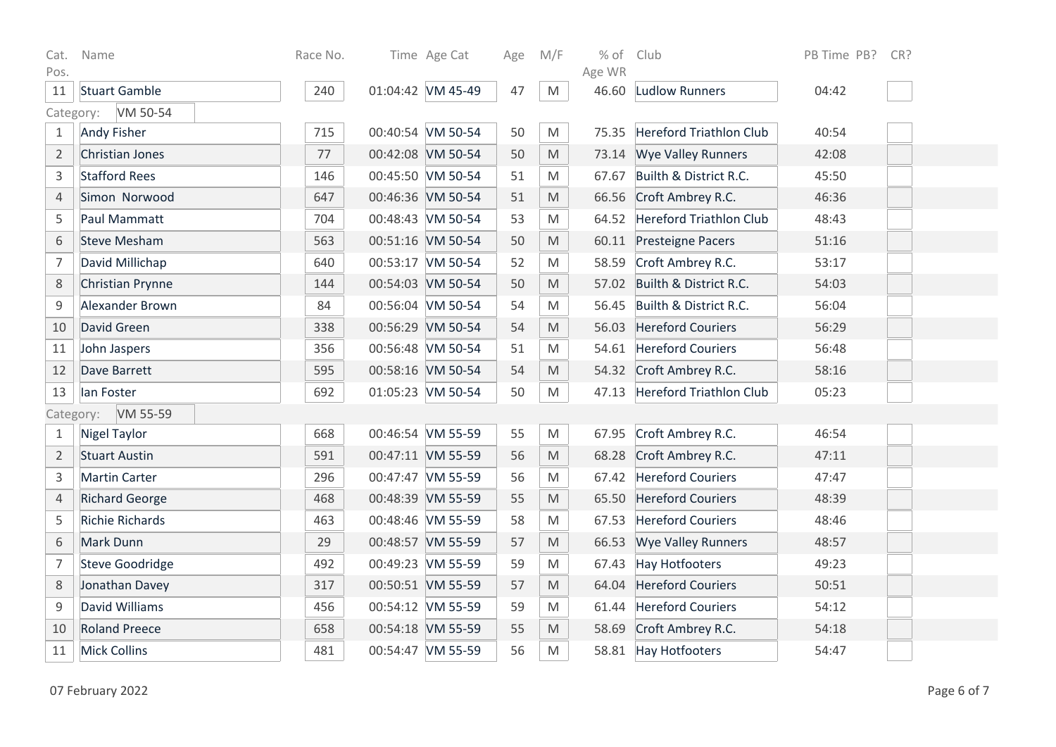| Cat. Pos. | Name | Race No. | Time | Age Cat | Age | M/F | % of Age WR | Club | PB Time | PB? | CR? |
|---|---|---|---|---|---|---|---|---|---|---|---|
| 11 | Stuart Gamble | 240 | 01:04:42 | VM 45-49 | 47 | M | 46.60 | Ludlow Runners | 04:42 | | |
| Category: VM 50-54 | | | | | | | | | | | |
| 1 | Andy Fisher | 715 | 00:40:54 | VM 50-54 | 50 | M | 75.35 | Hereford Triathlon Club | 40:54 | | |
| 2 | Christian Jones | 77 | 00:42:08 | VM 50-54 | 50 | M | 73.14 | Wye Valley Runners | 42:08 | | |
| 3 | Stafford Rees | 146 | 00:45:50 | VM 50-54 | 51 | M | 67.67 | Builth & District R.C. | 45:50 | | |
| 4 | Simon Norwood | 647 | 00:46:36 | VM 50-54 | 51 | M | 66.56 | Croft Ambrey R.C. | 46:36 | | |
| 5 | Paul Mammatt | 704 | 00:48:43 | VM 50-54 | 53 | M | 64.52 | Hereford Triathlon Club | 48:43 | | |
| 6 | Steve Mesham | 563 | 00:51:16 | VM 50-54 | 50 | M | 60.11 | Presteigne Pacers | 51:16 | | |
| 7 | David Millichap | 640 | 00:53:17 | VM 50-54 | 52 | M | 58.59 | Croft Ambrey R.C. | 53:17 | | |
| 8 | Christian Prynne | 144 | 00:54:03 | VM 50-54 | 50 | M | 57.02 | Builth & District R.C. | 54:03 | | |
| 9 | Alexander Brown | 84 | 00:56:04 | VM 50-54 | 54 | M | 56.45 | Builth & District R.C. | 56:04 | | |
| 10 | David Green | 338 | 00:56:29 | VM 50-54 | 54 | M | 56.03 | Hereford Couriers | 56:29 | | |
| 11 | John Jaspers | 356 | 00:56:48 | VM 50-54 | 51 | M | 54.61 | Hereford Couriers | 56:48 | | |
| 12 | Dave Barrett | 595 | 00:58:16 | VM 50-54 | 54 | M | 54.32 | Croft Ambrey R.C. | 58:16 | | |
| 13 | Ian Foster | 692 | 01:05:23 | VM 50-54 | 50 | M | 47.13 | Hereford Triathlon Club | 05:23 | | |
| Category: VM 55-59 | | | | | | | | | | | |
| 1 | Nigel Taylor | 668 | 00:46:54 | VM 55-59 | 55 | M | 67.95 | Croft Ambrey R.C. | 46:54 | | |
| 2 | Stuart Austin | 591 | 00:47:11 | VM 55-59 | 56 | M | 68.28 | Croft Ambrey R.C. | 47:11 | | |
| 3 | Martin Carter | 296 | 00:47:47 | VM 55-59 | 56 | M | 67.42 | Hereford Couriers | 47:47 | | |
| 4 | Richard George | 468 | 00:48:39 | VM 55-59 | 55 | M | 65.50 | Hereford Couriers | 48:39 | | |
| 5 | Richie Richards | 463 | 00:48:46 | VM 55-59 | 58 | M | 67.53 | Hereford Couriers | 48:46 | | |
| 6 | Mark Dunn | 29 | 00:48:57 | VM 55-59 | 57 | M | 66.53 | Wye Valley Runners | 48:57 | | |
| 7 | Steve Goodridge | 492 | 00:49:23 | VM 55-59 | 59 | M | 67.43 | Hay Hotfooters | 49:23 | | |
| 8 | Jonathan Davey | 317 | 00:50:51 | VM 55-59 | 57 | M | 64.04 | Hereford Couriers | 50:51 | | |
| 9 | David Williams | 456 | 00:54:12 | VM 55-59 | 59 | M | 61.44 | Hereford Couriers | 54:12 | | |
| 10 | Roland Preece | 658 | 00:54:18 | VM 55-59 | 55 | M | 58.69 | Croft Ambrey R.C. | 54:18 | | |
| 11 | Mick Collins | 481 | 00:54:47 | VM 55-59 | 56 | M | 58.81 | Hay Hotfooters | 54:47 | | |

07 February 2022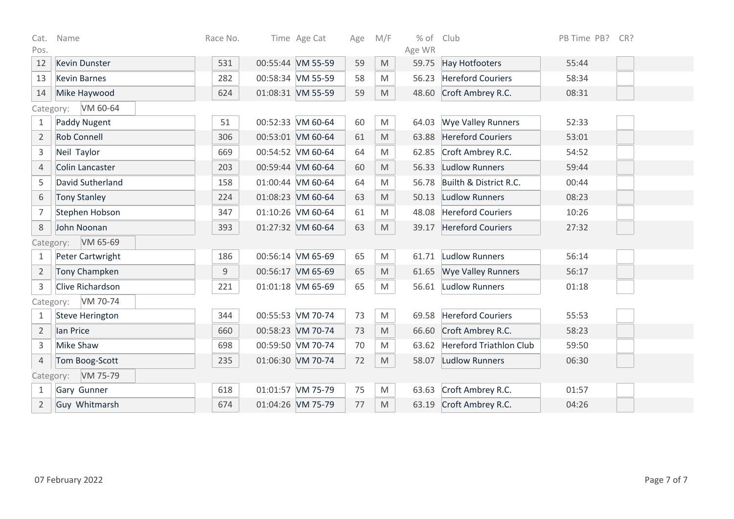| Cat. Pos. | Name | Race No. | Time | Age Cat | Age | M/F | % of Age WR | Club | PB Time | PB? | CR? |
|---|---|---|---|---|---|---|---|---|---|---|---|
| 12 | Kevin Dunster | 531 | 00:55:44 | VM 55-59 | 59 | M | 59.75 | Hay Hotfooters | 55:44 | | |
| 13 | Kevin Barnes | 282 | 00:58:34 | VM 55-59 | 58 | M | 56.23 | Hereford Couriers | 58:34 | | |
| 14 | Mike Haywood | 624 | 01:08:31 | VM 55-59 | 59 | M | 48.60 | Croft Ambrey R.C. | 08:31 | | |
| Category: | VM 60-64 | | | | | | | | | | |
| 1 | Paddy Nugent | 51 | 00:52:33 | VM 60-64 | 60 | M | 64.03 | Wye Valley Runners | 52:33 | | |
| 2 | Rob Connell | 306 | 00:53:01 | VM 60-64 | 61 | M | 63.88 | Hereford Couriers | 53:01 | | |
| 3 | Neil Taylor | 669 | 00:54:52 | VM 60-64 | 64 | M | 62.85 | Croft Ambrey R.C. | 54:52 | | |
| 4 | Colin Lancaster | 203 | 00:59:44 | VM 60-64 | 60 | M | 56.33 | Ludlow Runners | 59:44 | | |
| 5 | David Sutherland | 158 | 01:00:44 | VM 60-64 | 64 | M | 56.78 | Builth & District R.C. | 00:44 | | |
| 6 | Tony Stanley | 224 | 01:08:23 | VM 60-64 | 63 | M | 50.13 | Ludlow Runners | 08:23 | | |
| 7 | Stephen Hobson | 347 | 01:10:26 | VM 60-64 | 61 | M | 48.08 | Hereford Couriers | 10:26 | | |
| 8 | John Noonan | 393 | 01:27:32 | VM 60-64 | 63 | M | 39.17 | Hereford Couriers | 27:32 | | |
| Category: | VM 65-69 | | | | | | | | | | |
| 1 | Peter Cartwright | 186 | 00:56:14 | VM 65-69 | 65 | M | 61.71 | Ludlow Runners | 56:14 | | |
| 2 | Tony Champken | 9 | 00:56:17 | VM 65-69 | 65 | M | 61.65 | Wye Valley Runners | 56:17 | | |
| 3 | Clive Richardson | 221 | 01:01:18 | VM 65-69 | 65 | M | 56.61 | Ludlow Runners | 01:18 | | |
| Category: | VM 70-74 | | | | | | | | | | |
| 1 | Steve Herington | 344 | 00:55:53 | VM 70-74 | 73 | M | 69.58 | Hereford Couriers | 55:53 | | |
| 2 | Ian Price | 660 | 00:58:23 | VM 70-74 | 73 | M | 66.60 | Croft Ambrey R.C. | 58:23 | | |
| 3 | Mike Shaw | 698 | 00:59:50 | VM 70-74 | 70 | M | 63.62 | Hereford Triathlon Club | 59:50 | | |
| 4 | Tom Boog-Scott | 235 | 01:06:30 | VM 70-74 | 72 | M | 58.07 | Ludlow Runners | 06:30 | | |
| Category: | VM 75-79 | | | | | | | | | | |
| 1 | Gary Gunner | 618 | 01:01:57 | VM 75-79 | 75 | M | 63.63 | Croft Ambrey R.C. | 01:57 | | |
| 2 | Guy Whitmarsh | 674 | 01:04:26 | VM 75-79 | 77 | M | 63.19 | Croft Ambrey R.C. | 04:26 | | |

07 February 2022